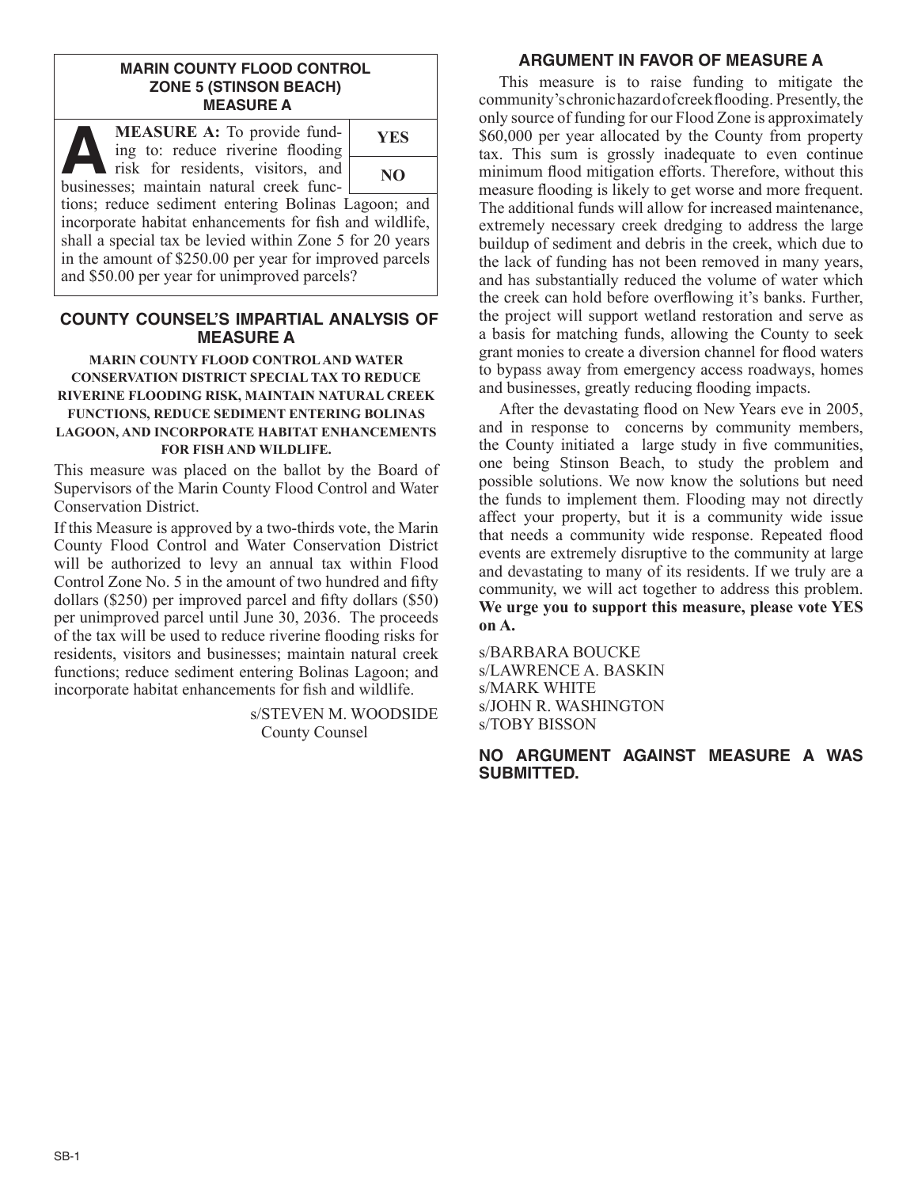## MARIN COUNTY FLOOD CONTROL ZONE 5 (STINSON BEACH) MEASURE A

**MEASURE A:** To provide funding to: reduce riverine flooding risk for residents, visitors, and businesses; maintain natural creek functions; reduce sediment entering Bolinas Lagoon; and incorporate habitat enhancements for fish and wildlife, shall a special tax be levied within Zone 5 for 20 years in the amount of $250.00 per year for improved parcels and $50.00 per year for unimproved parcels?

| YES |
|---|
| NO |

## COUNTY COUNSEL'S IMPARTIAL ANALYSIS OF MEASURE A

**MARIN COUNTY FLOOD CONTROL AND WATER CONSERVATION DISTRICT SPECIAL TAX TO REDUCE RIVERINE FLOODING RISK, MAINTAIN NATURAL CREEK FUNCTIONS, REDUCE SEDIMENT ENTERING BOLINAS LAGOON, AND INCORPORATE HABITAT ENHANCEMENTS FOR FISH AND WILDLIFE.**

This measure was placed on the ballot by the Board of Supervisors of the Marin County Flood Control and Water Conservation District.

If this Measure is approved by a two-thirds vote, the Marin County Flood Control and Water Conservation District will be authorized to levy an annual tax within Flood Control Zone No. 5 in the amount of two hundred and fifty dollars ($250) per improved parcel and fifty dollars ($50) per unimproved parcel until June 30, 2036. The proceeds of the tax will be used to reduce riverine flooding risks for residents, visitors and businesses; maintain natural creek functions; reduce sediment entering Bolinas Lagoon; and incorporate habitat enhancements for fish and wildlife.

s/STEVEN M. WOODSIDE
County Counsel

## ARGUMENT IN FAVOR OF MEASURE A

This measure is to raise funding to mitigate the community's chronic hazard of creek flooding. Presently, the only source of funding for our Flood Zone is approximately $60,000 per year allocated by the County from property tax. This sum is grossly inadequate to even continue minimum flood mitigation efforts. Therefore, without this measure flooding is likely to get worse and more frequent. The additional funds will allow for increased maintenance, extremely necessary creek dredging to address the large buildup of sediment and debris in the creek, which due to the lack of funding has not been removed in many years, and has substantially reduced the volume of water which the creek can hold before overflowing it's banks. Further, the project will support wetland restoration and serve as a basis for matching funds, allowing the County to seek grant monies to create a diversion channel for flood waters to bypass away from emergency access roadways, homes and businesses, greatly reducing flooding impacts.

After the devastating flood on New Years eve in 2005, and in response to concerns by community members, the County initiated a large study in five communities, one being Stinson Beach, to study the problem and possible solutions. We now know the solutions but need the funds to implement them. Flooding may not directly affect your property, but it is a community wide issue that needs a community wide response. Repeated flood events are extremely disruptive to the community at large and devastating to many of its residents. If we truly are a community, we will act together to address this problem. **We urge you to support this measure, please vote YES on A.**

s/BARBARA BOUCKE
s/LAWRENCE A. BASKIN
s/MARK WHITE
s/JOHN R. WASHINGTON
s/TOBY BISSON

**NO ARGUMENT AGAINST MEASURE A WAS SUBMITTED.**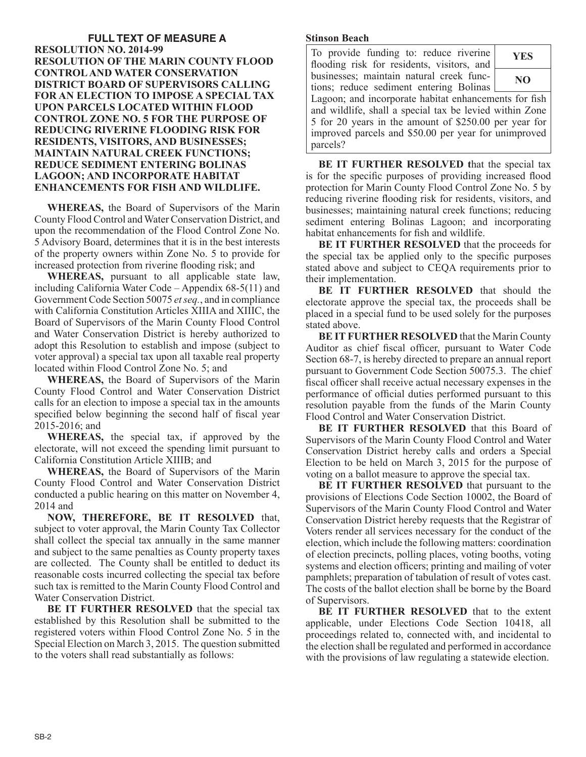## FULL TEXT OF MEASURE A

**RESOLUTION NO. 2014-99**

**RESOLUTION OF THE MARIN COUNTY FLOOD CONTROL AND WATER CONSERVATION DISTRICT BOARD OF SUPERVISORS CALLING FOR AN ELECTION TO IMPOSE A SPECIAL TAX UPON PARCELS LOCATED WITHIN FLOOD CONTROL ZONE NO. 5 FOR THE PURPOSE OF REDUCING RIVERINE FLOODING RISK FOR RESIDENTS, VISITORS, AND BUSINESSES; MAINTAIN NATURAL CREEK FUNCTIONS; REDUCE SEDIMENT ENTERING BOLINAS LAGOON; AND INCORPORATE HABITAT ENHANCEMENTS FOR FISH AND WILDLIFE.**

**WHEREAS,** the Board of Supervisors of the Marin County Flood Control and Water Conservation District, and upon the recommendation of the Flood Control Zone No. 5 Advisory Board, determines that it is in the best interests of the property owners within Zone No. 5 to provide for increased protection from riverine flooding risk; and

**WHEREAS,** pursuant to all applicable state law, including California Water Code – Appendix 68-5(11) and Government Code Section 50075 *et seq.*, and in compliance with California Constitution Articles XIIIA and XIIIC, the Board of Supervisors of the Marin County Flood Control and Water Conservation District is hereby authorized to adopt this Resolution to establish and impose (subject to voter approval) a special tax upon all taxable real property located within Flood Control Zone No. 5; and

**WHEREAS,** the Board of Supervisors of the Marin County Flood Control and Water Conservation District calls for an election to impose a special tax in the amounts specified below beginning the second half of fiscal year 2015-2016; and

**WHEREAS,** the special tax, if approved by the electorate, will not exceed the spending limit pursuant to California Constitution Article XIIIB; and

**WHEREAS,** the Board of Supervisors of the Marin County Flood Control and Water Conservation District conducted a public hearing on this matter on November 4, 2014 and

**NOW, THEREFORE, BE IT RESOLVED** that, subject to voter approval, the Marin County Tax Collector shall collect the special tax annually in the same manner and subject to the same penalties as County property taxes are collected. The County shall be entitled to deduct its reasonable costs incurred collecting the special tax before such tax is remitted to the Marin County Flood Control and Water Conservation District.

**BE IT FURTHER RESOLVED** that the special tax established by this Resolution shall be submitted to the registered voters within Flood Control Zone No. 5 in the Special Election on March 3, 2015. The question submitted to the voters shall read substantially as follows:

**Stinson Beach**

| To provide funding to: reduce riverine flooding risk for residents, visitors, and businesses; maintain natural creek functions; reduce sediment entering Bolinas Lagoon; and incorporate habitat enhancements for fish and wildlife, shall a special tax be levied within Zone 5 for 20 years in the amount of $250.00 per year for improved parcels and $50.00 per year for unimproved parcels? | **YES** |
|---|---|
| | **NO** |

**BE IT FURTHER RESOLVED t**hat the special tax is for the specific purposes of providing increased flood protection for Marin County Flood Control Zone No. 5 by reducing riverine flooding risk for residents, visitors, and businesses; maintaining natural creek functions; reducing sediment entering Bolinas Lagoon; and incorporating habitat enhancements for fish and wildlife.

**BE IT FURTHER RESOLVED** that the proceeds for the special tax be applied only to the specific purposes stated above and subject to CEQA requirements prior to their implementation.

**BE IT FURTHER RESOLVED** that should the electorate approve the special tax, the proceeds shall be placed in a special fund to be used solely for the purposes stated above.

**BE IT FURTHER RESOLVED** that the Marin County Auditor as chief fiscal officer, pursuant to Water Code Section 68-7, is hereby directed to prepare an annual report pursuant to Government Code Section 50075.3. The chief fiscal officer shall receive actual necessary expenses in the performance of official duties performed pursuant to this resolution payable from the funds of the Marin County Flood Control and Water Conservation District.

**BE IT FURTHER RESOLVED** that this Board of Supervisors of the Marin County Flood Control and Water Conservation District hereby calls and orders a Special Election to be held on March 3, 2015 for the purpose of voting on a ballot measure to approve the special tax.

**BE IT FURTHER RESOLVED** that pursuant to the provisions of Elections Code Section 10002, the Board of Supervisors of the Marin County Flood Control and Water Conservation District hereby requests that the Registrar of Voters render all services necessary for the conduct of the election, which include the following matters: coordination of election precincts, polling places, voting booths, voting systems and election officers; printing and mailing of voter pamphlets; preparation of tabulation of result of votes cast. The costs of the ballot election shall be borne by the Board of Supervisors.

**BE IT FURTHER RESOLVED** that to the extent applicable, under Elections Code Section 10418, all proceedings related to, connected with, and incidental to the election shall be regulated and performed in accordance with the provisions of law regulating a statewide election.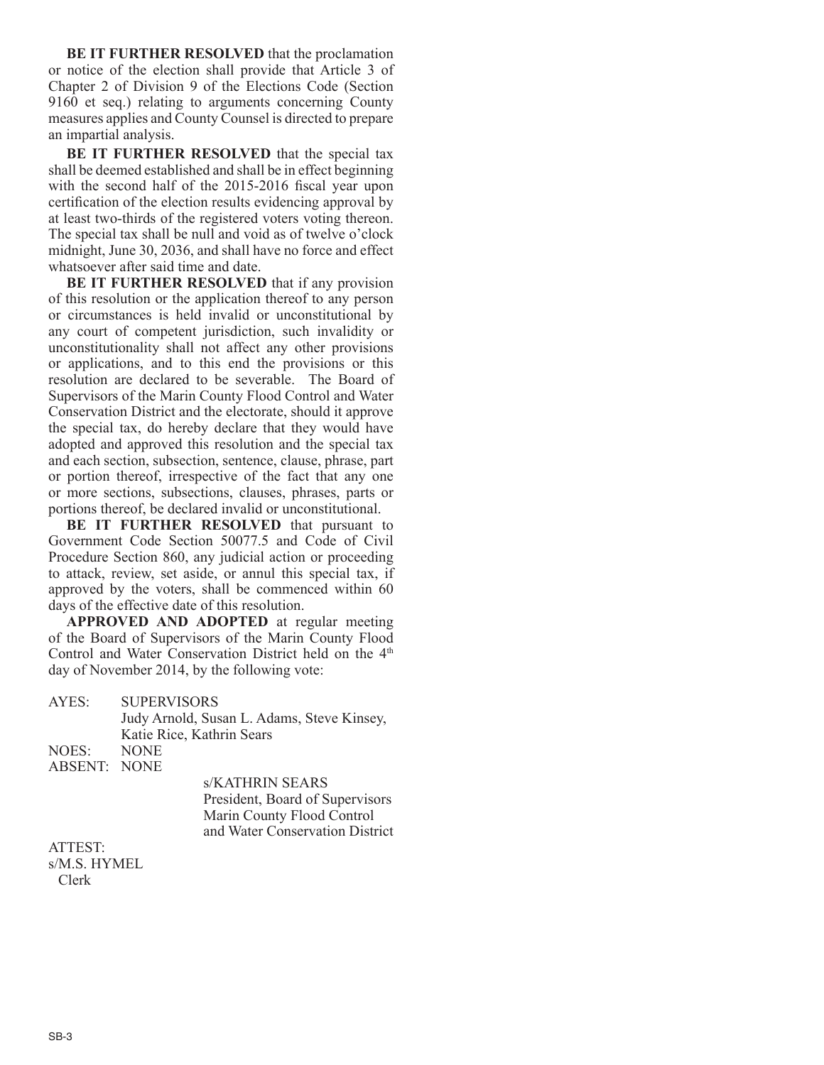**BE IT FURTHER RESOLVED** that the proclamation or notice of the election shall provide that Article 3 of Chapter 2 of Division 9 of the Elections Code (Section 9160 et seq.) relating to arguments concerning County measures applies and County Counsel is directed to prepare an impartial analysis.

**BE IT FURTHER RESOLVED** that the special tax shall be deemed established and shall be in effect beginning with the second half of the 2015-2016 fiscal year upon certification of the election results evidencing approval by at least two-thirds of the registered voters voting thereon. The special tax shall be null and void as of twelve o'clock midnight, June 30, 2036, and shall have no force and effect whatsoever after said time and date.

**BE IT FURTHER RESOLVED** that if any provision of this resolution or the application thereof to any person or circumstances is held invalid or unconstitutional by any court of competent jurisdiction, such invalidity or unconstitutionality shall not affect any other provisions or applications, and to this end the provisions or this resolution are declared to be severable. The Board of Supervisors of the Marin County Flood Control and Water Conservation District and the electorate, should it approve the special tax, do hereby declare that they would have adopted and approved this resolution and the special tax and each section, subsection, sentence, clause, phrase, part or portion thereof, irrespective of the fact that any one or more sections, subsections, clauses, phrases, parts or portions thereof, be declared invalid or unconstitutional.

**BE IT FURTHER RESOLVED** that pursuant to Government Code Section 50077.5 and Code of Civil Procedure Section 860, any judicial action or proceeding to attack, review, set aside, or annul this special tax, if approved by the voters, shall be commenced within 60 days of the effective date of this resolution.

**APPROVED AND ADOPTED** at regular meeting of the Board of Supervisors of the Marin County Flood Control and Water Conservation District held on the 4th day of November 2014, by the following vote:

AYES: SUPERVISORS
Judy Arnold, Susan L. Adams, Steve Kinsey, Katie Rice, Kathrin Sears
NOES: NONE
ABSENT: NONE

s/KATHRIN SEARS
President, Board of Supervisors
Marin County Flood Control
and Water Conservation District

ATTEST:
s/M.S. HYMEL
Clerk